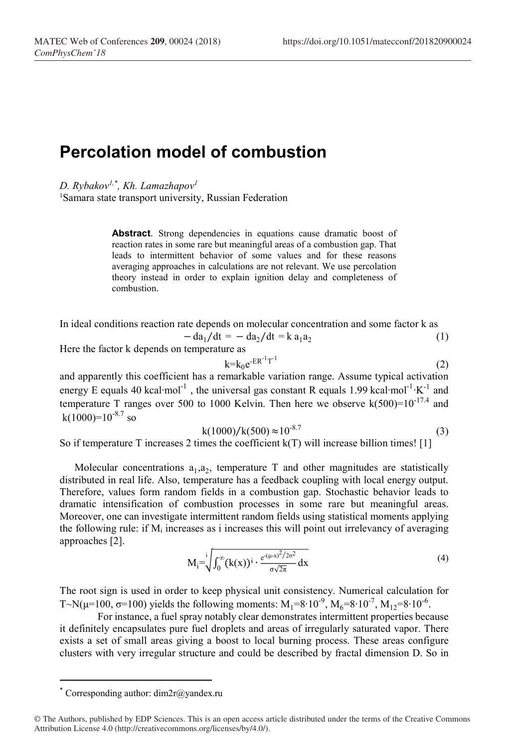# Percolation model of combustion

*D. Rybakov*[1,*], *Kh. Lamazhapov*[1]

[1]Samara state transport university, Russian Federation

> **Abstract**. Strong dependencies in equations cause dramatic boost of reaction rates in some rare but meaningful areas of a combustion gap. That leads to intermittent behavior of some values and for these reasons averaging approaches in calculations are not relevant. We use percolation theory instead in order to explain ignition delay and completeness of combustion.

In ideal conditions reaction rate depends on molecular concentration and some factor k as

$$-\,da_1/dt = -\,da_2/dt = k\,a_1 a_2 \tag{1}$$

Here the factor k depends on temperature as

$$k = k_0 e^{-ER^{-1}T^{-1}} \tag{2}$$

and apparently this coefficient has a remarkable variation range. Assume typical activation energy E equals 40 $kcal\cdot mol^{-1}$ , the universal gas constant R equals 1.99 $kcal\cdot mol^{-1}\cdot K^{-1}$ and temperature T ranges over 500 to 1000 Kelvin. Then here we observe $k(500)=10^{-17.4}$ and $k(1000)=10^{-8.7}$ so

$$k(1000)/k(500) \approx 10^{-8.7} \tag{3}$$

So if temperature T increases 2 times the coefficient k(T) will increase billion times! [1]

Molecular concentrations $a_1, a_2$, temperature T and other magnitudes are statistically distributed in real life. Also, temperature has a feedback coupling with local energy output. Therefore, values form random fields in a combustion gap. Stochastic behavior leads to dramatic intensification of combustion processes in some rare but meaningful areas. Moreover, one can investigate intermittent random fields using statistical moments applying the following rule: if $M_i$ increases as i increases this will point out irrelevancy of averaging approaches [2].

$$M_i = \sqrt[i]{\int_0^{\infty} (k(x))^i \cdot \frac{e^{-(\mu-x)^2/2\sigma^2}}{\sigma\sqrt{2\pi}}\,dx} \tag{4}$$

The root sign is used in order to keep physical unit consistency. Numerical calculation for $T \sim N(\mu=100, \sigma=100)$ yields the following moments: $M_1=8\cdot10^{-9}$, $M_6=8\cdot10^{-7}$, $M_{12}=8\cdot10^{-6}$.

For instance, a fuel spray notably clear demonstrates intermittent properties because it definitely encapsulates pure fuel droplets and areas of irregularly saturated vapor. There exists a set of small areas giving a boost to local burning process. These areas configure clusters with very irregular structure and could be described by fractal dimension D. So in

* Corresponding author: dim2r@yandex.ru

© The Authors, published by EDP Sciences. This is an open access article distributed under the terms of the Creative Commons Attribution License 4.0 (http://creativecommons.org/licenses/by/4.0/).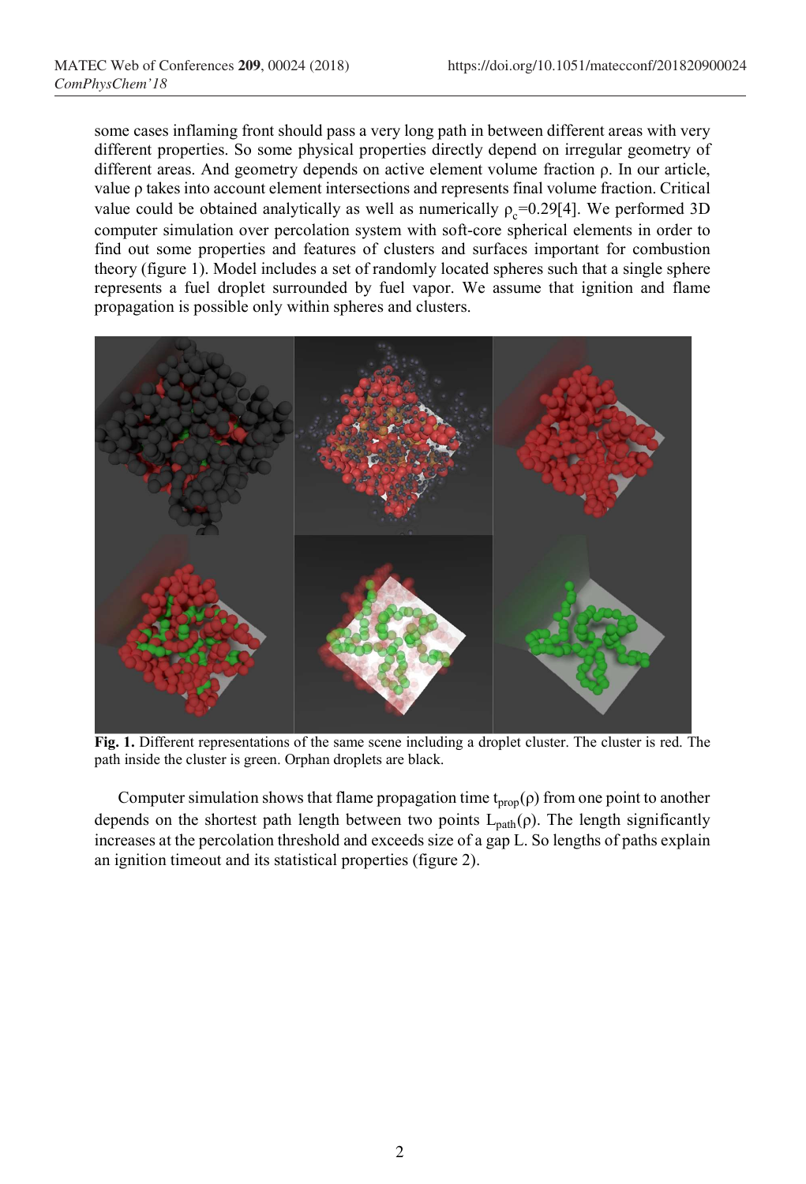some cases inflaming front should pass a very long path in between different areas with very different properties. So some physical properties directly depend on irregular geometry of different areas. And geometry depends on active element volume fraction ρ. In our article, value ρ takes into account element intersections and represents final volume fraction. Critical value could be obtained analytically as well as numerically $\rho_c$=0.29[4]. We performed 3D computer simulation over percolation system with soft-core spherical elements in order to find out some properties and features of clusters and surfaces important for combustion theory (figure 1). Model includes a set of randomly located spheres such that a single sphere represents a fuel droplet surrounded by fuel vapor. We assume that ignition and flame propagation is possible only within spheres and clusters.

**Fig. 1.** Different representations of the same scene including a droplet cluster. The cluster is red. The path inside the cluster is green. Orphan droplets are black.

Computer simulation shows that flame propagation time $t_{prop}(\rho)$ from one point to another depends on the shortest path length between two points $L_{path}(\rho)$. The length significantly increases at the percolation threshold and exceeds size of a gap L. So lengths of paths explain an ignition timeout and its statistical properties (figure 2).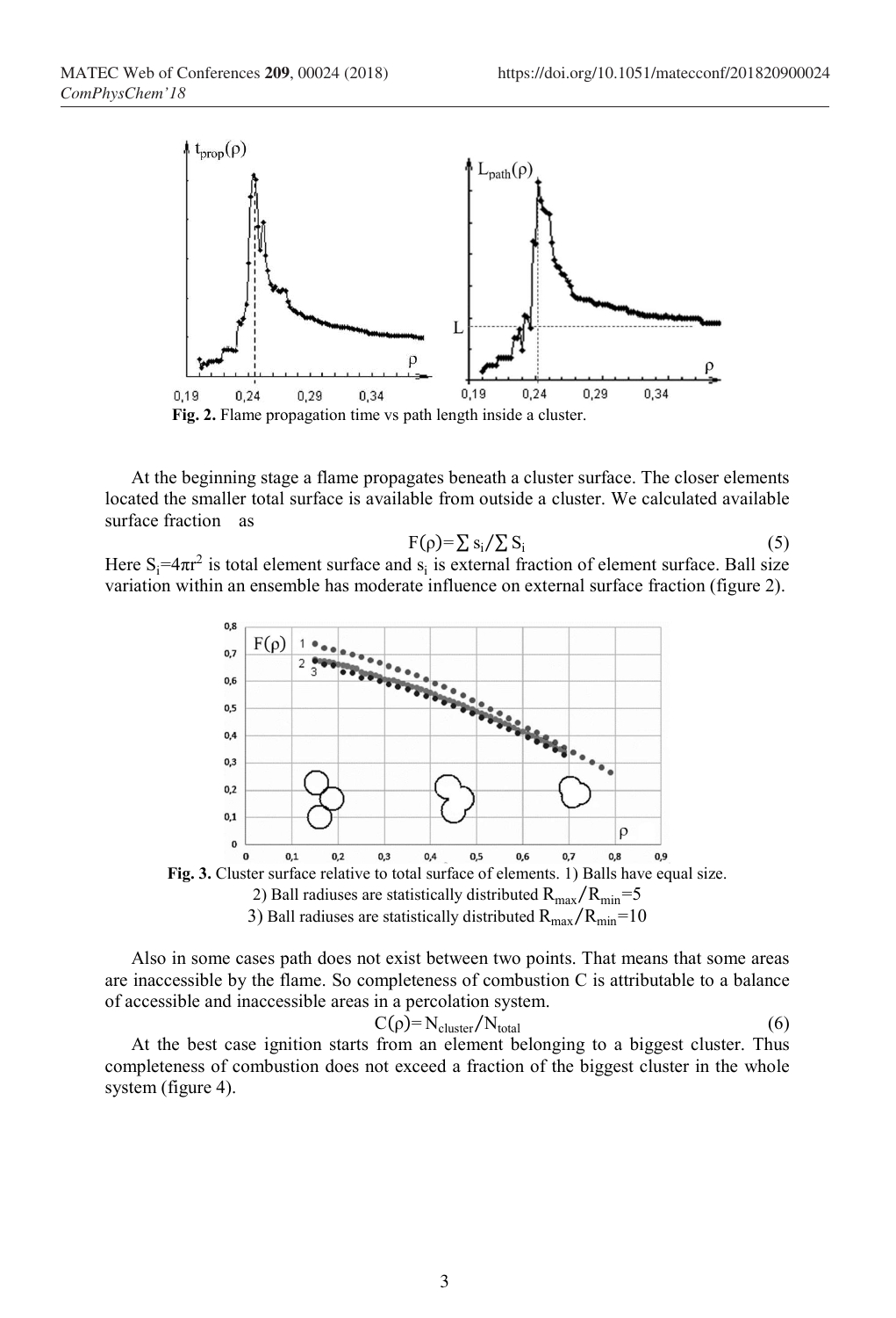**Fig. 2.** Flame propagation time vs path length inside a cluster.

At the beginning stage a flame propagates beneath a cluster surface. The closer elements located the smaller total surface is available from outside a cluster. We calculated available surface fraction as

$$F(\rho)=\sum s_i/\sum S_i \quad (5)$$

Here $S_i=4\pi r^2$ is total element surface and $s_i$ is external fraction of element surface. Ball size variation within an ensemble has moderate influence on external surface fraction (figure 2).

**Fig. 3.** Cluster surface relative to total surface of elements. 1) Balls have equal size. 2) Ball radiuses are statistically distributed $R_{max}/R_{min}=5$ 3) Ball radiuses are statistically distributed $R_{max}/R_{min}=10$

Also in some cases path does not exist between two points. That means that some areas are inaccessible by the flame. So completeness of combustion C is attributable to a balance of accessible and inaccessible areas in a percolation system.

$$C(\rho)=N_{cluster}/N_{total} \quad (6)$$

At the best case ignition starts from an element belonging to a biggest cluster. Thus completeness of combustion does not exceed a fraction of the biggest cluster in the whole system (figure 4).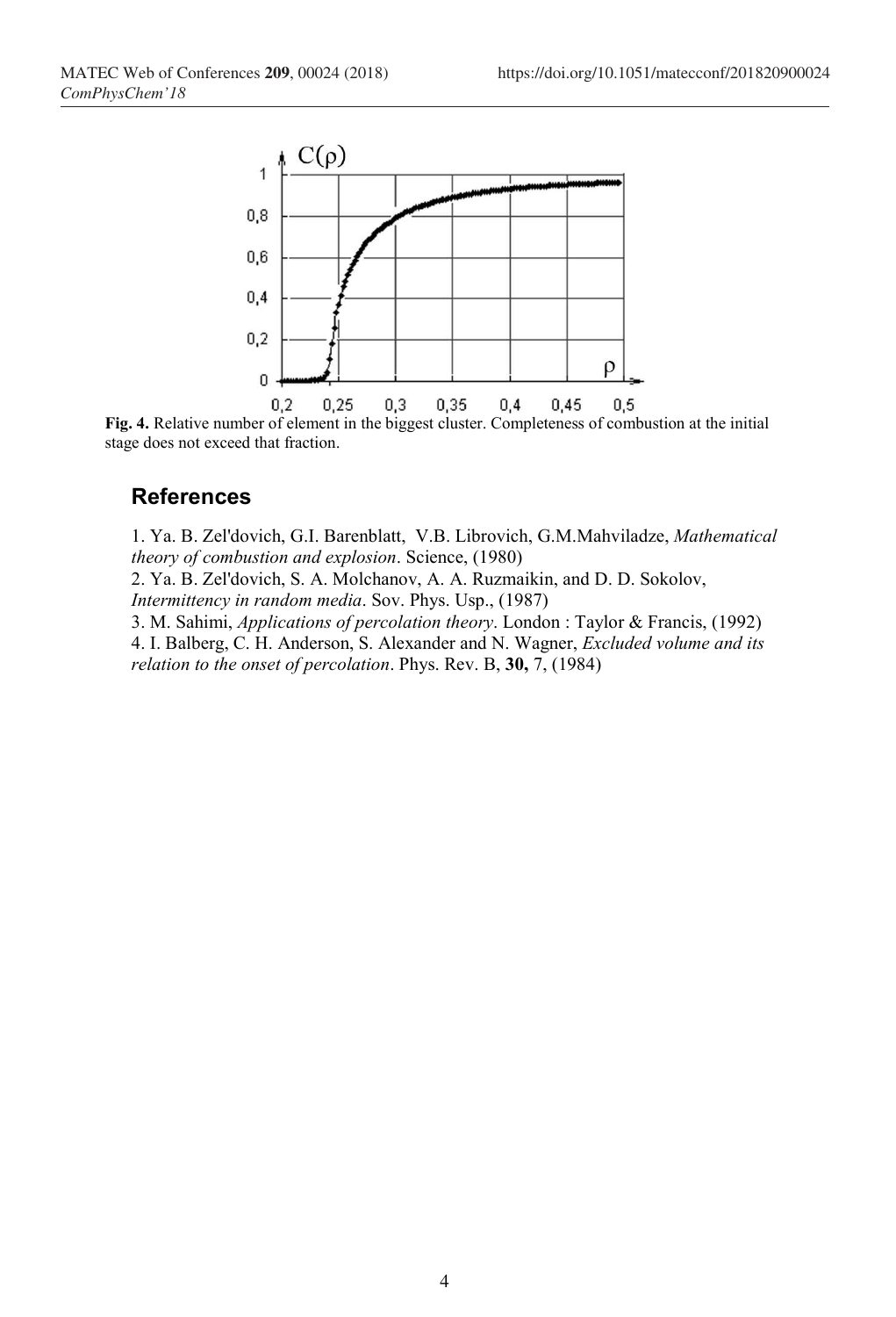C(ρ)

1

0,8

0,6

0,4

0,2

0

ρ

0,2 0,25 0,3 0,35 0,4 0,45 0,5

**Fig. 4.** Relative number of element in the biggest cluster. Completeness of combustion at the initial stage does not exceed that fraction.

## References

1. Ya. B. Zel'dovich, G.I. Barenblatt, V.B. Librovich, G.M.Mahviladze, *Mathematical theory of combustion and explosion*. Science, (1980)
2. Ya. B. Zel'dovich, S. A. Molchanov, A. A. Ruzmaikin, and D. D. Sokolov, *Intermittency in random media*. Sov. Phys. Usp., (1987)
3. M. Sahimi, *Applications of percolation theory*. London : Taylor & Francis, (1992)
4. I. Balberg, C. H. Anderson, S. Alexander and N. Wagner, *Excluded volume and its relation to the onset of percolation*. Phys. Rev. B, **30,** 7, (1984)